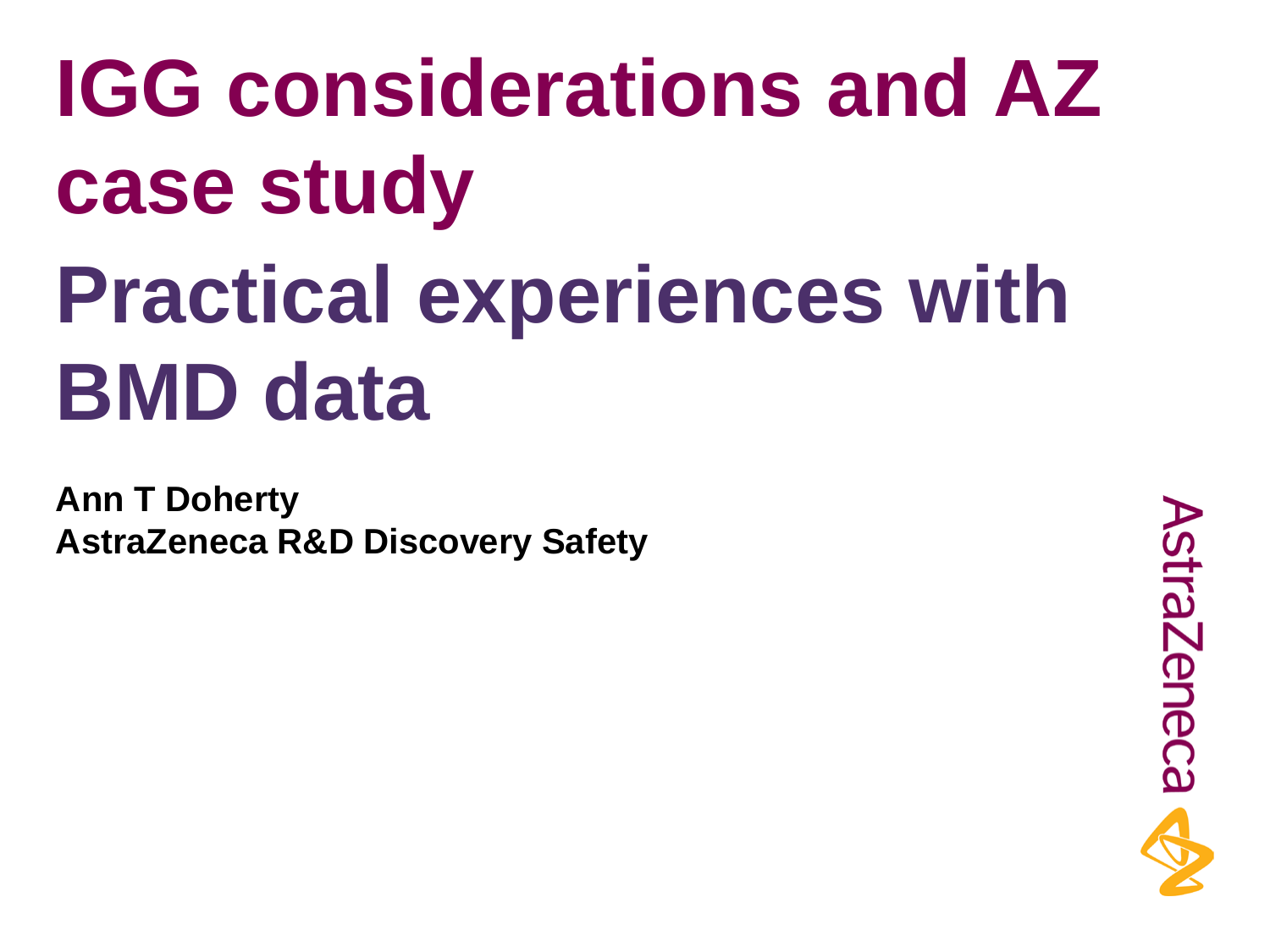# IGG considerations and AZ case study

# Practical experiences with BMD data

**Ann T Doherty**
**AstraZeneca R&D Discovery Safety**

AstraZeneca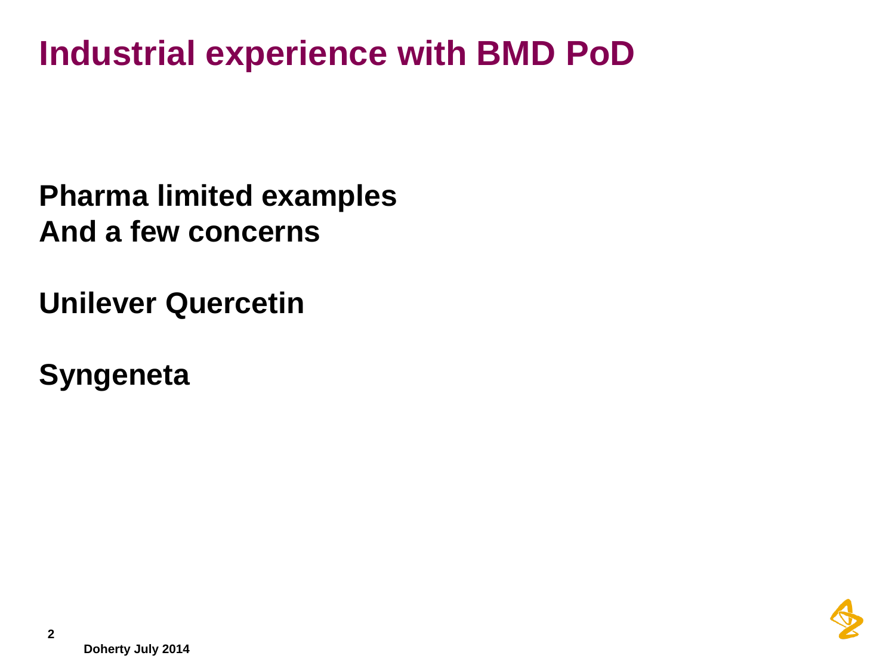# Industrial experience with BMD PoD

**Pharma limited examples**
**And a few concerns**

**Unilever Quercetin**

**Syngeneta**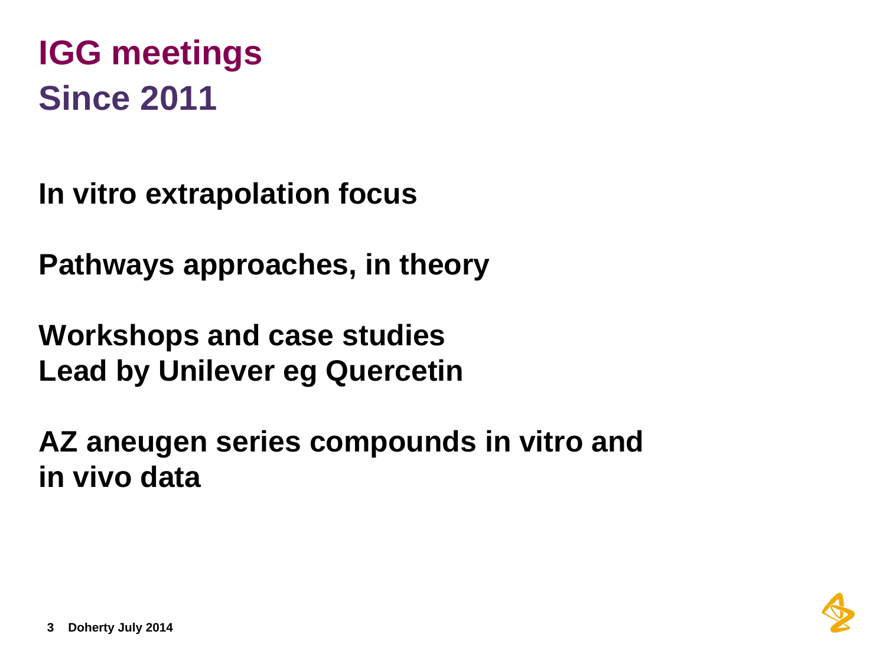# IGG meetings
## Since 2011

**In vitro extrapolation focus**

**Pathways approaches, in theory**

**Workshops and case studies**
**Lead by Unilever eg Quercetin**

**AZ aneugen series compounds in vitro and in vivo data**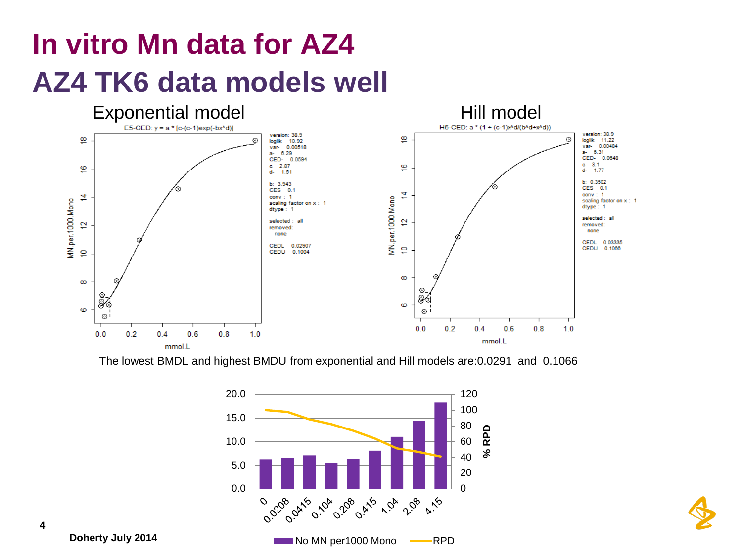# In vitro Mn data for AZ4

# AZ4 TK6 data models well

## Exponential model

E5-CED: y = a * [c-(c-1)exp(-bx^d)]

version: 38.9
loglik 10.92
var- 0.00518
a- 6.29
CED- 0.0594
c 2.87
d- 1.51

b: 3.943
CES 0.1
conv : 1
scaling factor on x : 1
dtype : 1

selected : all
removed:
none

CEDL 0.02907
CEDU 0.1004

## Hill model

H5-CED: a * (1 + (c-1)x^d/(b^d+x^d))

version: 38.9
loglik 11.22
var- 0.00484
a- 6.31
CED- 0.0648
c 3.1
d- 1.77

b: 0.3502
CES 0.1
conv : 1
scaling factor on x : 1
dtype : 1

selected : all
removed:
none

CEDL 0.03335
CEDU 0.1066

The lowest BMDL and highest BMDU from exponential and Hill models are:0.0291 and 0.1066

No MN per1000 Mono — RPD (% RPD); concentrations: 0, 0.0208, 0.0415, 0.104, 0.208, 0.415, 1.04, 2.08, 4.15

Doherty July 2014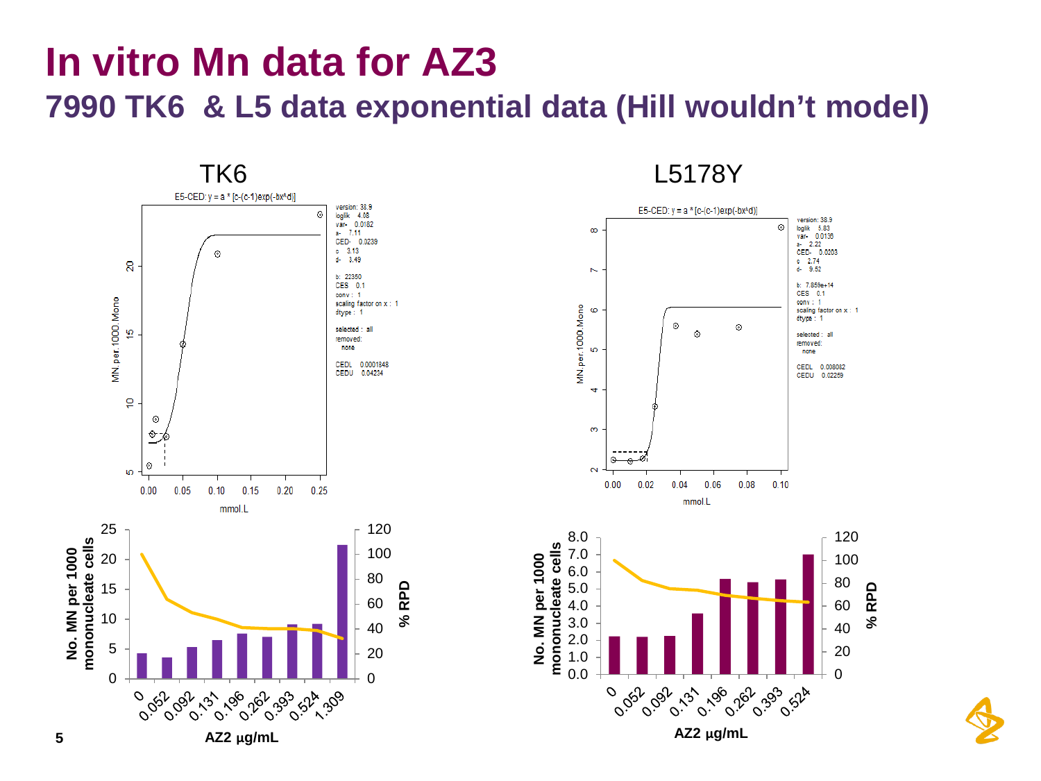# In vitro Mn data for AZ3

## 7990 TK6 & L5 data exponential data (Hill wouldn't model)

### TK6

E5-CED: $y = a * [c-(c-1)exp(-bx^d)]$

version: 38.9
loglik 4.08
var- 0.0182
a- 7.11
CED- 0.0239
c 3.13
d- 3.49

b: 22350
CES 0.1
conv : 1
scaling factor on x : 1
dtype : 1

selected : all
removed:
none

CEDL 0.0001848
CEDU 0.04234

### L5178Y

E5-CED: $y = a * [c-(c-1)exp(-bx^d)]$

version: 38.9
loglik 5.83
var- 0.0135
a- 2.22
CED- 0.0203
c 2.74
d- 9.52

b: 7.859e+14
CES 0.1
conv : 1
scaling factor on x : 1
dtype : 1

selected : all
removed:
none

CEDL 0.008082
CEDU 0.02259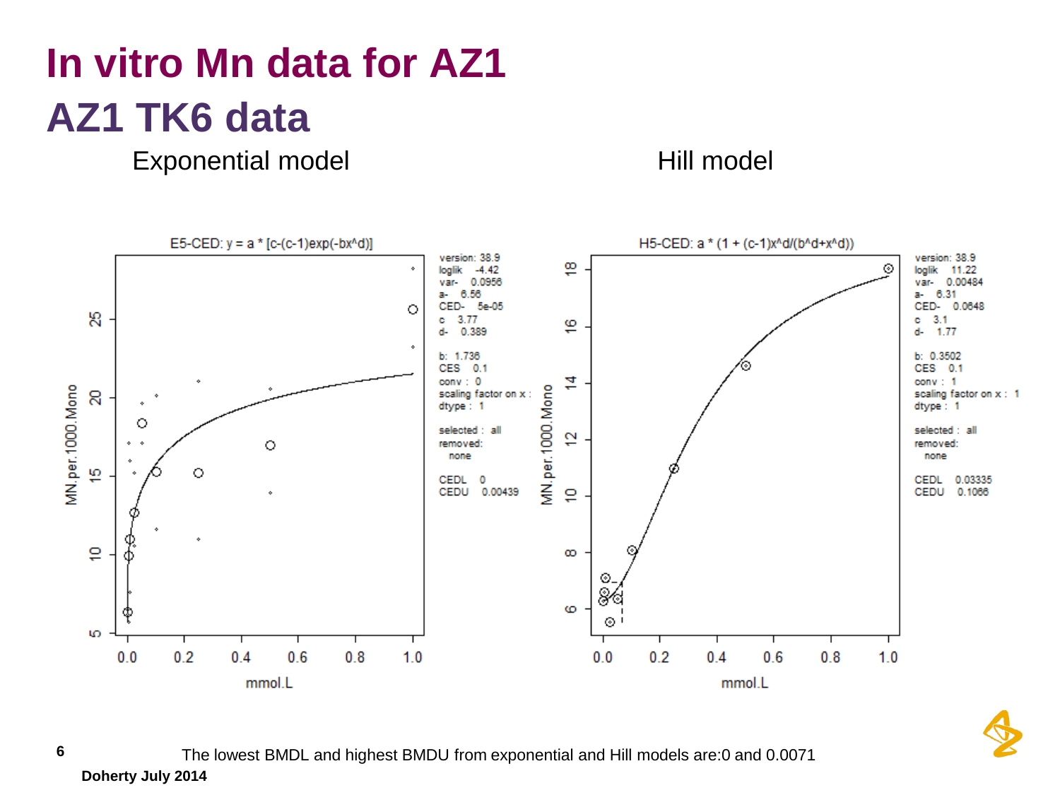# In vitro Mn data for AZ1

## AZ1 TK6 data

Exponential model

Hill model

E5-CED: y = a * [c-(c-1)exp(-bx^d)]

version: 38.9
loglik -4.42
var- 0.0956
a- 6.56
CED- 5e-05
c 3.77
d- 0.389

b: 1.736
CES 0.1
conv : 0
scaling factor on x :
dtype : 1

selected : all
removed:
none

CEDL 0
CEDU 0.00439

H5-CED: a * (1 + (c-1)x^d/(b^d+x^d))

version: 38.9
loglik 11.22
var- 0.00484
a- 6.31
CED- 0.0648
c 3.1
d- 1.77

b: 0.3502
CES 0.1
conv : 1
scaling factor on x : 1
dtype : 1

selected : all
removed:
none

CEDL 0.03335
CEDU 0.1066

The lowest BMDL and highest BMDU from exponential and Hill models are:0 and 0.0071

**Doherty July 2014**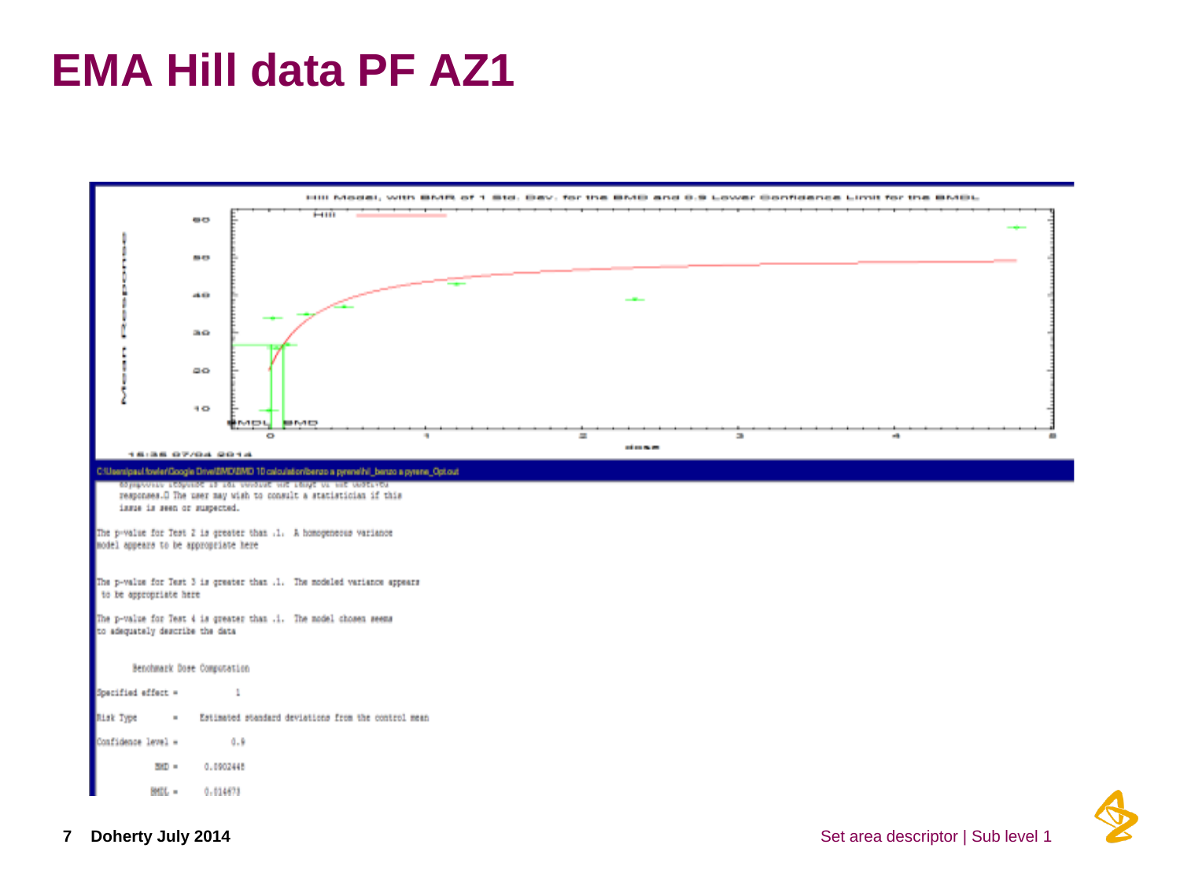# EMA Hill data PF AZ1

Hill Model, with BMR of 1 Std. Dev. for the BMD and 0.9 Lower Confidence Limit for the BMDL

C:\Users\paul.fowler\Google Drive\BMD\BMD 10 calculation\benzo a pyrene\hil_benzo a pyrene_Opt.out

```
responses.D The user may wish to consult a statistician if this
issue is seen or suspected.

The p-value for Test 2 is greater than .1.  A homogeneous variance
model appears to be appropriate here

The p-value for Test 3 is greater than .1.  The modeled variance appears
 to be appropriate here

The p-value for Test 4 is greater than .1.  The model chosen seems
to adequately describe the data


        Benchmark Dose Computation

Specified effect =           1

Risk Type        =    Estimated standard deviations from the control mean

Confidence level =          0.9

             BMD =      0.0902448

            BMDL =      0.014473
```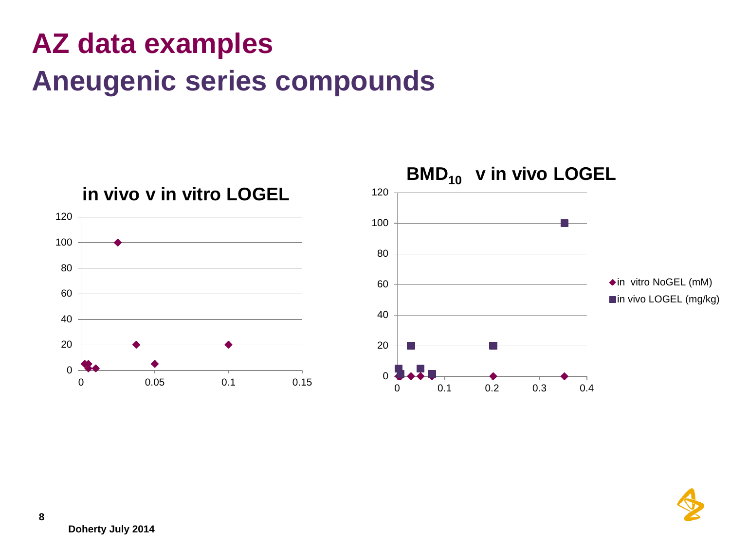# AZ data examples
## Aneugenic series compounds

**in vivo v in vitro LOGEL**

**$BMD_{10}$ v in vivo LOGEL**

- in vitro NoGEL (mM)
- in vivo LOGEL (mg/kg)

Doherty July 2014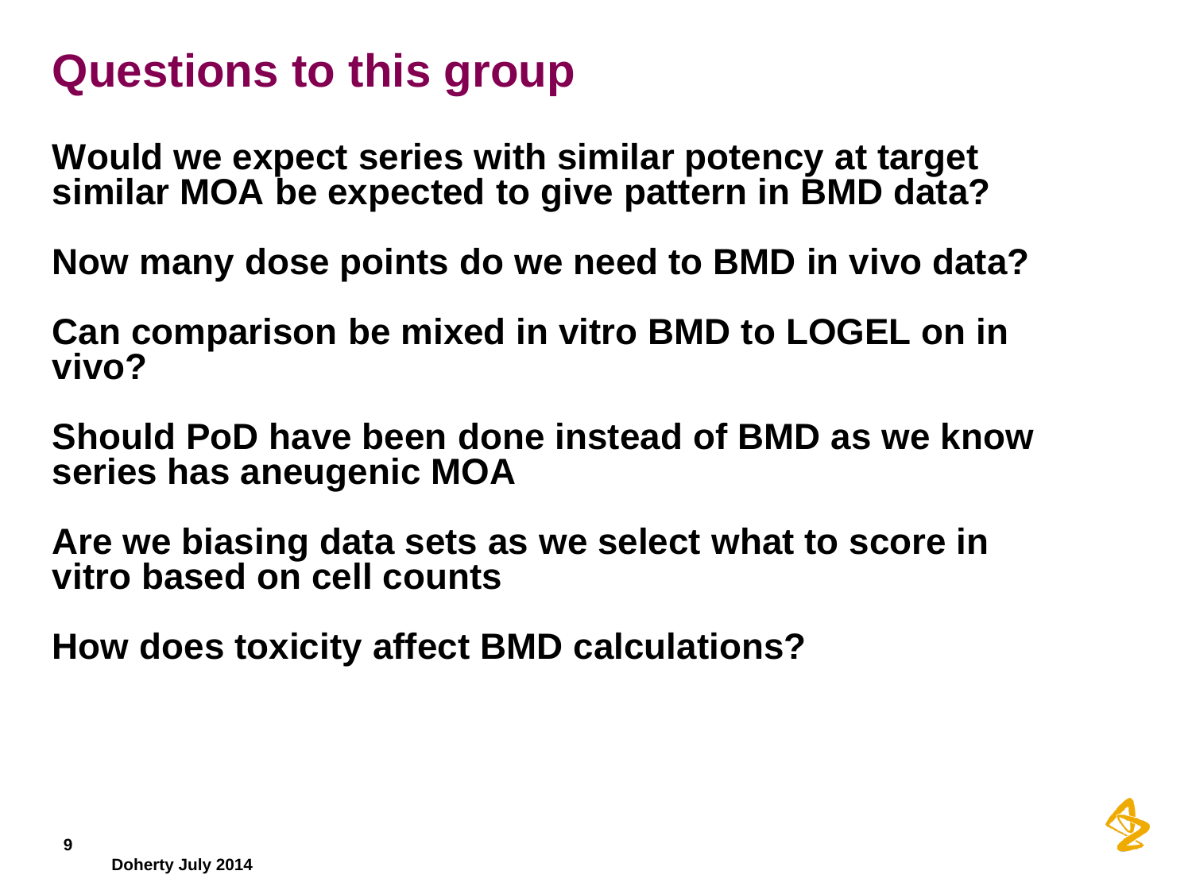# Questions to this group

**Would we expect series with similar potency at target similar MOA be expected to give pattern in BMD data?**

**Now many dose points do we need to BMD in vivo data?**

**Can comparison be mixed in vitro BMD to LOGEL on in vivo?**

**Should PoD have been done instead of BMD as we know series has aneugenic MOA**

**Are we biasing data sets as we select what to score in vitro based on cell counts**

**How does toxicity affect BMD calculations?**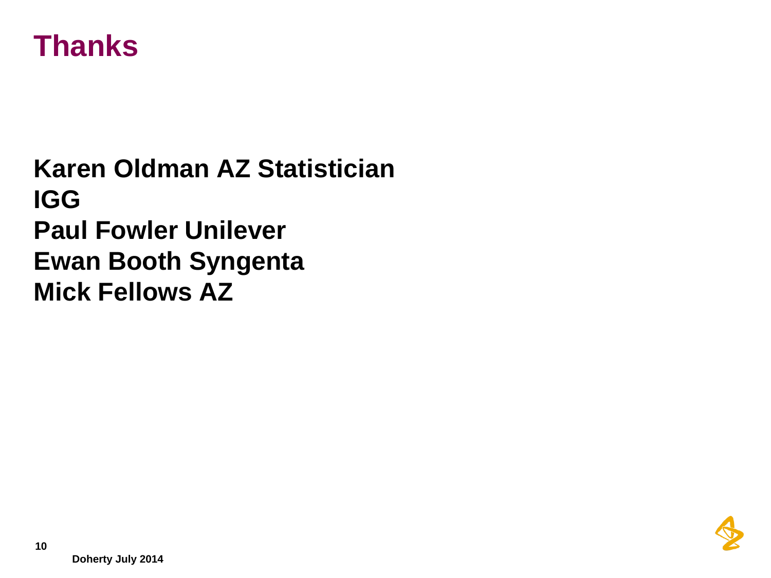# Thanks

**Karen Oldman AZ Statistician**
**IGG**
**Paul Fowler Unilever**
**Ewan Booth Syngenta**
**Mick Fellows AZ**